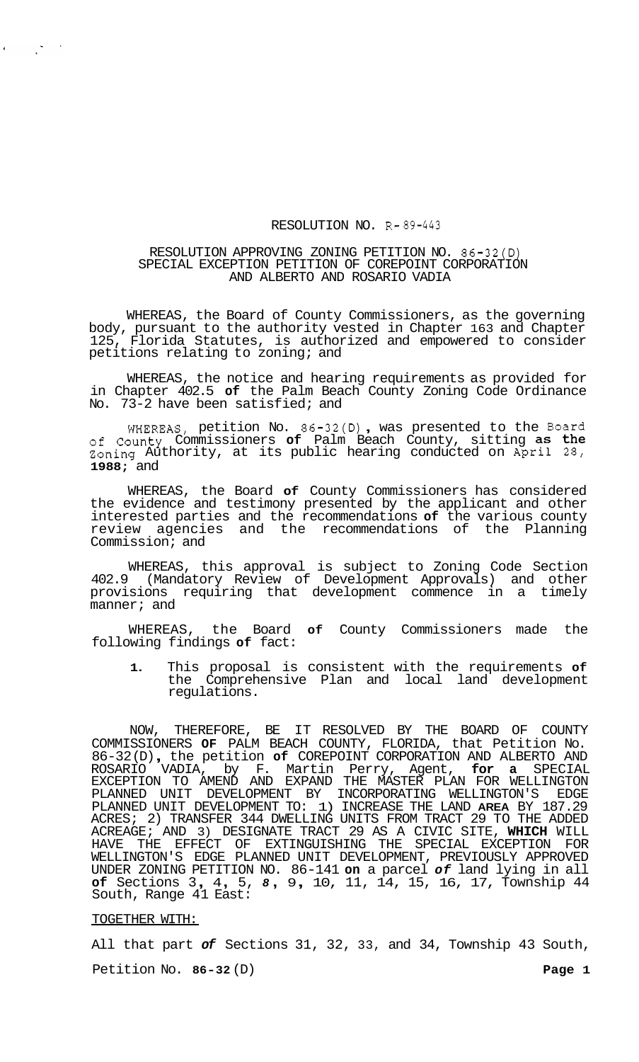# RESOLUTION NO. R-89-443

## RESOLUTION APPROVING ZONING PETITION NO. 86-32(D) SPECIAL EXCEPTION PETITION OF COREPOINT CORPORATION AND ALBERTO AND ROSARIO VADIA

WHEREAS, the Board of County Commissioners, as the governing body, pursuant to the authority vested in Chapter 163 and Chapter 125, Florida Statutes, is authorized and empowered to consider petitions relating to zoning; and

WHEREAS, the notice and hearing requirements as provided for in Chapter 402.5 **of** the Palm Beach County Zoning Code Ordinance No. 73-2 have been satisfied; and

WHEREAS, petition No. 86-32(D), was presented to the Board of County Commissioners **of** Palm Beach County, sitting **as the** Zoning Authority, at its public hearing conducted on April 28, **1988;** and

WHEREAS, the Board **of** County Commissioners has considered the evidence and testimony presented by the applicant and other interested parties and the recommendations **of** the various county review agencies and the recommendations of the Planning Commission; and

WHEREAS, this approval is subject to Zoning Code Section 402.9 (Mandatory Review of Development Approvals) and other provisions requiring that development commence in a timely manner; and

WHEREAS, the Board **of** County Commissioners made the following findings **of** fact:

1. This proposal is consistent with the requirements **of** the Comprehensive Plan and local land development regulations.

NOW, THEREFORE, BE IT RESOLVED BY THE BOARD OF COUNTY COMMISSIONERS **OF** PALM BEACH COUNTY, FLORIDA, that Petition No. 86-32(D), the petition **of** COREPOINT CORPORATION AND ALBERTO AND ROSARIO VADIA, by F. Martin Perry, Agent, **for a** SPECIAL EXCEPTION TO AMEND AND EXPAND THE MASTER PLAN FOR WELLINGTON PLANNED UNIT DEVELOPMENT BY INCORPORATING WELLINGTON'S EDGE PLANNED UNIT DEVELOPMENT TO: 1) INCREASE THE LAND **AREA** BY 187.29 ACRES; 2) TRANSFER 344 DWELLING UNITS FROM TRACT 29 TO THE ADDED ACREAGE; AND 3) DESIGNATE TRACT 29 AS A CIVIC SITE, **WHICH** WILL HAVE THE EFFECT OF EXTINGUISHING THE SPECIAL EXCEPTION FOR WELLINGTON'S EDGE PLANNED UNIT DEVELOPMENT, PREVIOUSLY APPROVED UNDER ZONING PETITION NO. 86-141 **on** a parcel *of* land lying in all **of** Sections 3, 4, 5, *8*, 9, 10, 11, 14, 15, 16, 17, Township 44 South, Range 41 East:

TOGETHER WITH:

All that part *of* Sections 31, 32, 33, and 34, Township 43 South,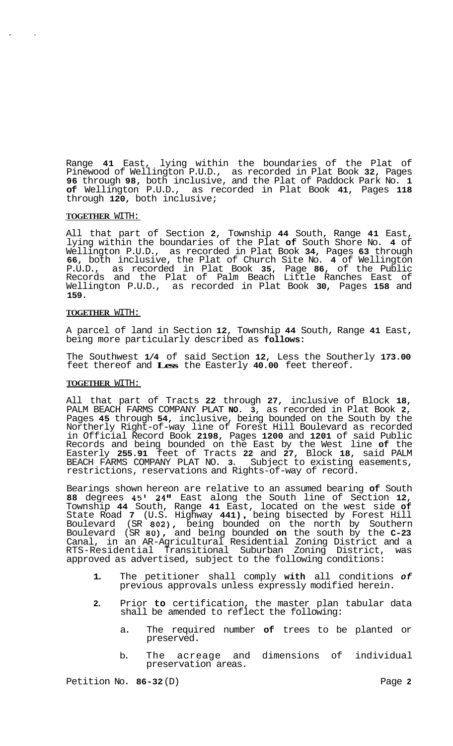Range **41** East, lying within the boundaries of the Plat of Pinewood of Wellington P.U.D., as recorded in Plat Book **32**, Pages **96** through **98**, both inclusive, and the Plat of Paddock Park No. **1 of** Wellington P.U.D., as recorded in Plat Book **41**, Pages **118** through **120**, both inclusive;

**TOGETHER** WITH:

All that part of Section **2**, Township **44** South, Range **41** East, lying within the boundaries of the Plat **of** South Shore No. **4** of Wellington P.U.D., as recorded in Plat Book **34**, Pages **63** through **66**, both inclusive, the Plat of Church Site No. **4** of Wellington P.U.D., as recorded in Plat Book **35**, Page **86**, of the Public Records and the Plat of Palm Beach Little Ranches East of Wellington P.U.D., as recorded in Plat Book **30**, Pages **158** and **159**.

**TOGETHER** WITH:

A parcel of land in Section **12**, Township **44** South, Range **41** East, being more particularly described as **follows:**

The Southwest **1/4** of said Section **12**, Less the Southerly **173.00** feet thereof and **Less** the Easterly **40.00** feet thereof.

**TOGETHER** WITH:

All that part of Tracts **22** through **27**, inclusive of Block **18**, PALM BEACH FARMS COMPANY PLAT **NO. 3**, as recorded in Plat Book **2**, Pages **45** through **54**, inclusive, being bounded on the South by the Northerly Right-of-way line of Forest Hill Boulevard as recorded in Official Record Book **2198**, Pages **1200** and **1201** of said Public Records and being bounded on the East by the West line **of** the Easterly **255.91** feet of Tracts **22** and **27**, Block **18**, said PALM BEACH FARMS COMPANY PLAT NO. **3**. Subject to existing easements, restrictions, reservations and Rights-of-way of record.

Bearings shown hereon are relative to an assumed bearing **of** South **88** degrees **45' 24"** East along the South line of Section **12**, Township **44** South, Range **41** East, located on the west side **of** State Road **7** (U.S. Highway **441)**, being bisected by Forest Hill Boulevard (SR **802)**, being bounded on the north by Southern Boulevard (SR **80)**, and being bounded **on** the south by the **C-23** Canal, in an AR-Agricultural Residential Zoning District and a RTS-Residential Transitional Suburban Zoning District, was approved as advertised, subject to the following conditions:

1. The petitioner shall comply **with** all conditions *of* previous approvals unless expressly modified herein.

2. Prior **to** certification, the master plan tabular data shall be amended to reflect the following:

   a. The required number **of** trees to be planted or preserved.

   b. The acreage and dimensions of individual preservation areas.

Petition No. **86-32** (D)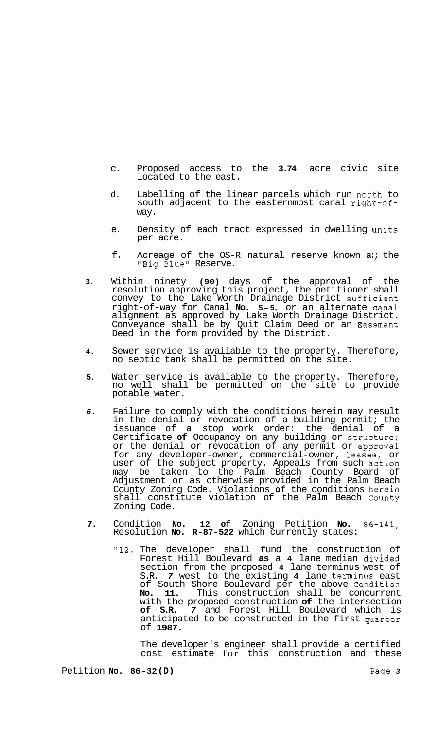c. Proposed access to the **3.74** acre civic site located to the east.

d. Labelling of the linear parcels which run north to south adjacent to the easternmost canal right-of-way.

e. Density of each tract expressed in dwelling units per acre.

f. Acreage of the OS-R natural reserve known a:; the "Big Blue" Reserve.

**3**. Within ninety **(90)** days of the approval of the resolution approving this project, the petitioner shall convey to the Lake Worth Drainage District sufficient right-of-way for Canal **No. S-5**, or an alternate canal alignment as approved by Lake Worth Drainage District. Conveyance shall be by Quit Claim Deed or an Easement Deed in the form provided by the District.

**4**. Sewer service is available to the property. Therefore, no septic tank shall be permitted on the site.

**5**. Water service is available to the property. Therefore, no well shall be permitted on the site to provide potable water.

***6***. Failure to comply with the conditions herein may result in the denial or revocation of a building permit; the issuance of a stop work order: the denial of a Certificate **of** Occupancy on any building or structure; or the denial or revocation of any permit or approval for any developer-owner, commercial-owner, lessee, or user of the subject property. Appeals from such action may be taken to the Palm Beach County Board of Adjustment or as otherwise provided in the Palm Beach County Zoning Code. Violations **of** the conditions herein shall constitute violation of the Palm Beach County Zoning Code.

**7.** Condition **No. 12 of** Zoning Petition **No.** 86-141, Resolution **No. R-87-522** which currently states:

"12. The developer shall fund the construction of Forest Hill Boulevard **as** a **4** lane median divided section from the proposed **4** lane terminus west of S.R. ***7*** west to the existing **4** lane terminus east of South Shore Boulevard per the above Condition **No. 11**. This construction shall be concurrent with the proposed construction **of** the intersection **of S.R.** ***7*** and Forest Hill Boulevard which is anticipated to be constructed in the first quarter of **1987**.

The developer's engineer shall provide a certified cost estimate for this construction and these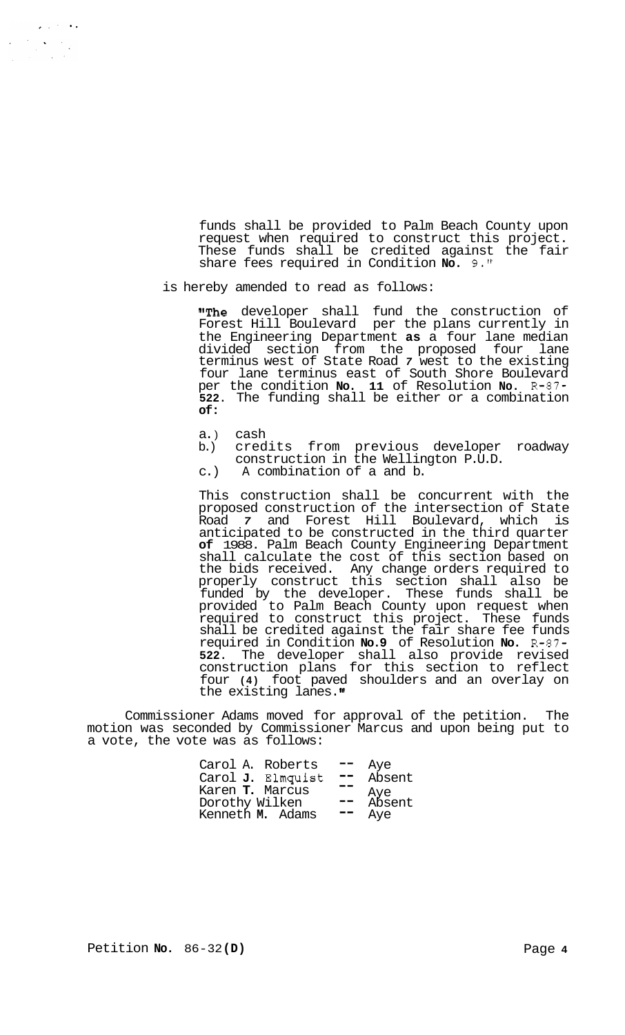funds shall be provided to Palm Beach County upon request when required to construct this project. These funds shall be credited against the fair share fees required in Condition **No.** 9."

is hereby amended to read as follows:

> "The developer shall fund the construction of Forest Hill Boulevard per the plans currently in the Engineering Department **as** a four lane median divided section from the proposed four lane terminus west of State Road *7* west to the existing four lane terminus east of South Shore Boulevard per the condition **No. 11** of Resolution **No.** R-87-**522**. The funding shall be either or a combination **of:**
>
> a.) cash
> b.) credits from previous developer roadway construction in the Wellington P.U.D.
> c.) A combination of a and b.
>
> This construction shall be concurrent with the proposed construction of the intersection of State Road *7* and Forest Hill Boulevard, which is anticipated to be constructed in the third quarter **of** 1988. Palm Beach County Engineering Department shall calculate the cost of this section based on the bids received. Any change orders required to properly construct this section shall also be funded by the developer. These funds shall be provided to Palm Beach County upon request when required to construct this project. These funds shall be credited against the fair share fee funds required in Condition **No.9** of Resolution **No.** R-87-**522**. The developer shall also provide revised construction plans for this section to reflect four **(4)** foot paved shoulders and an overlay on the existing lanes."

Commissioner Adams moved for approval of the petition. The motion was seconded by Commissioner Marcus and upon being put to a vote, the vote was as follows:

| | | |
|---|---|---|
| Carol A. Roberts | -- | Aye |
| Carol **J.** Elmquist | -- | Absent |
| Karen **T.** Marcus | -- | Aye |
| Dorothy Wilken | -- | Absent |
| Kenneth **M.** Adams | -- | Aye |

Petition **No.** 86-32 **(D)**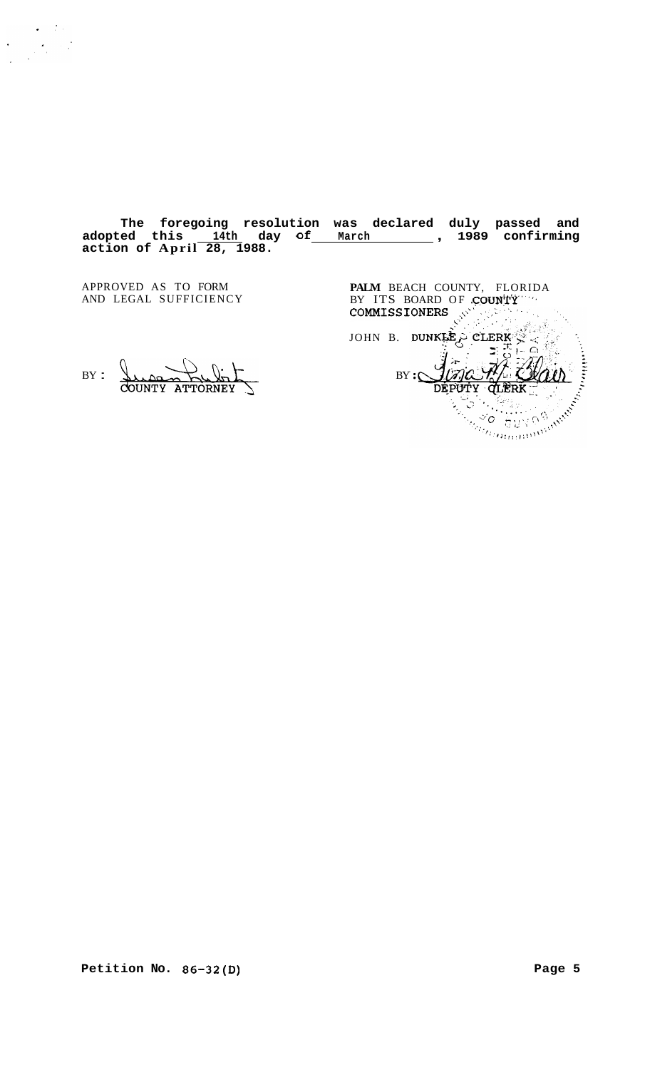**The foregoing resolution was declared duly passed and adopted this 14th day of March, 1989 confirming action of April 28, 1988.**

APPROVED AS TO FORM
AND LEGAL SUFFICIENCY

BY: ____________________
COUNTY ATTORNEY

**PALM** BEACH COUNTY, FLORIDA
BY ITS BOARD OF COUNTY
COMMISSIONERS

JOHN B. DUNKLE, CLERK

BY: ____________________
DEPUTY CLERK

**Petition No. 86-32(D)**